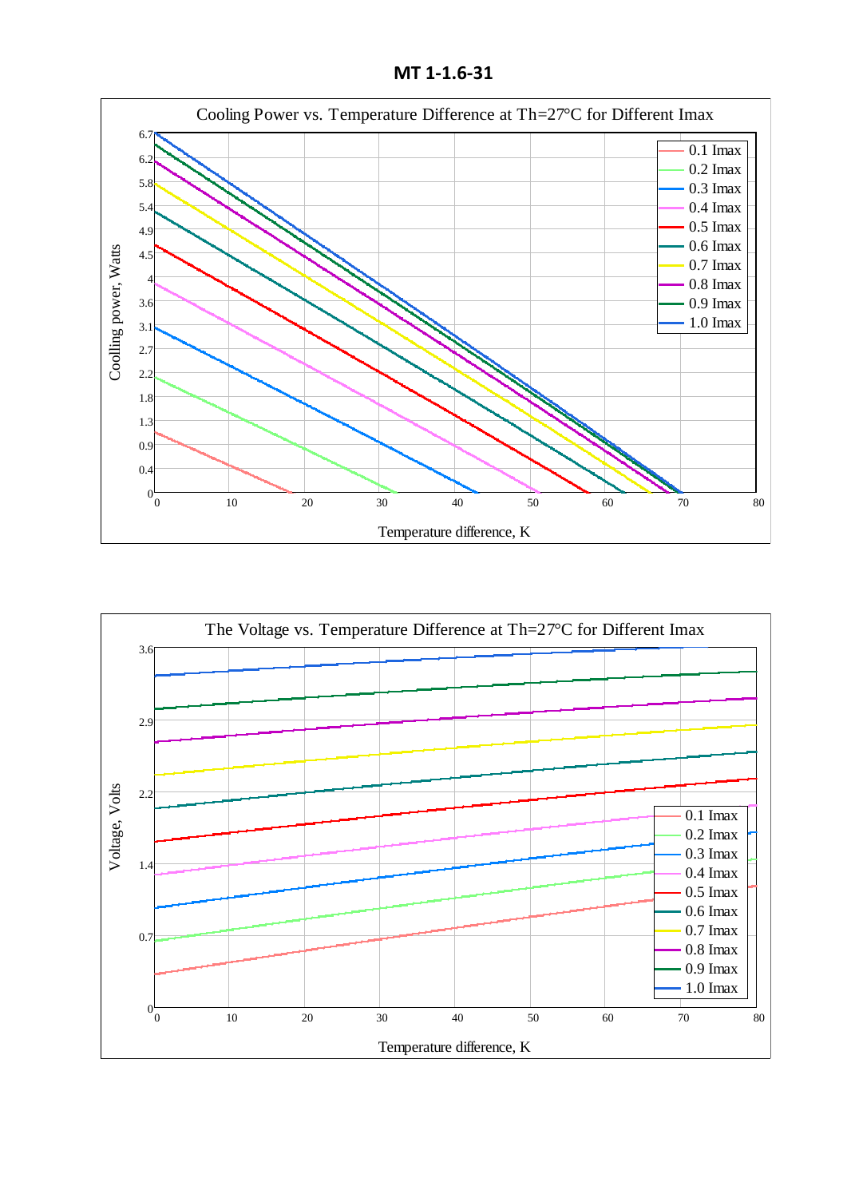# MT 1-1.6-31

Cooling Power vs. Temperature Difference at Th=27°C for Different Imax

Coolling power, Watts

Temperature difference, K

0.1 Imax
0.2 Imax
0.3 Imax
0.4 Imax
0.5 Imax
0.6 Imax
0.7 Imax
0.8 Imax
0.9 Imax
1.0 Imax

The Voltage vs. Temperature Difference at Th=27°C for Different Imax

Voltage, Volts

Temperature difference, K

0.1 Imax
0.2 Imax
0.3 Imax
0.4 Imax
0.5 Imax
0.6 Imax
0.7 Imax
0.8 Imax
0.9 Imax
1.0 Imax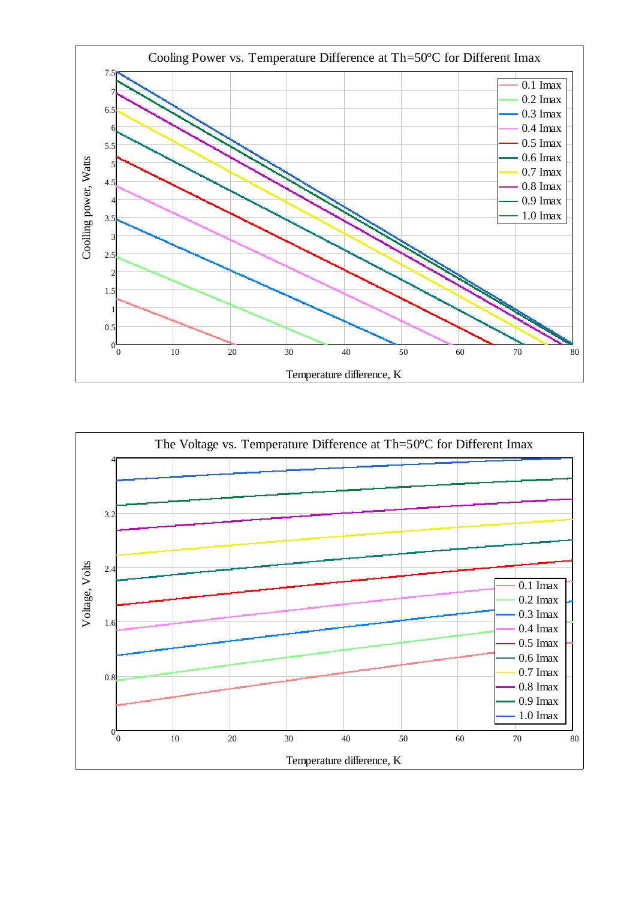Cooling Power vs. Temperature Difference at Th=50°C for Different Imax

Coolling power, Watts

7.5
7
6.5
6
5.5
5
4.5
4
3.5
3
2.5
2
1.5
1
0.5
0

0 10 20 30 40 50 60 70 80

Temperature difference, K

0.1 Imax
0.2 Imax
0.3 Imax
0.4 Imax
0.5 Imax
0.6 Imax
0.7 Imax
0.8 Imax
0.9 Imax
1.0 Imax

The Voltage vs. Temperature Difference at Th=50°C for Different Imax

Voltage, Volts

4
3.2
2.4
1.6
0.8
0

0 10 20 30 40 50 60 70 80

Temperature difference, K

0.1 Imax
0.2 Imax
0.3 Imax
0.4 Imax
0.5 Imax
0.6 Imax
0.7 Imax
0.8 Imax
0.9 Imax
1.0 Imax